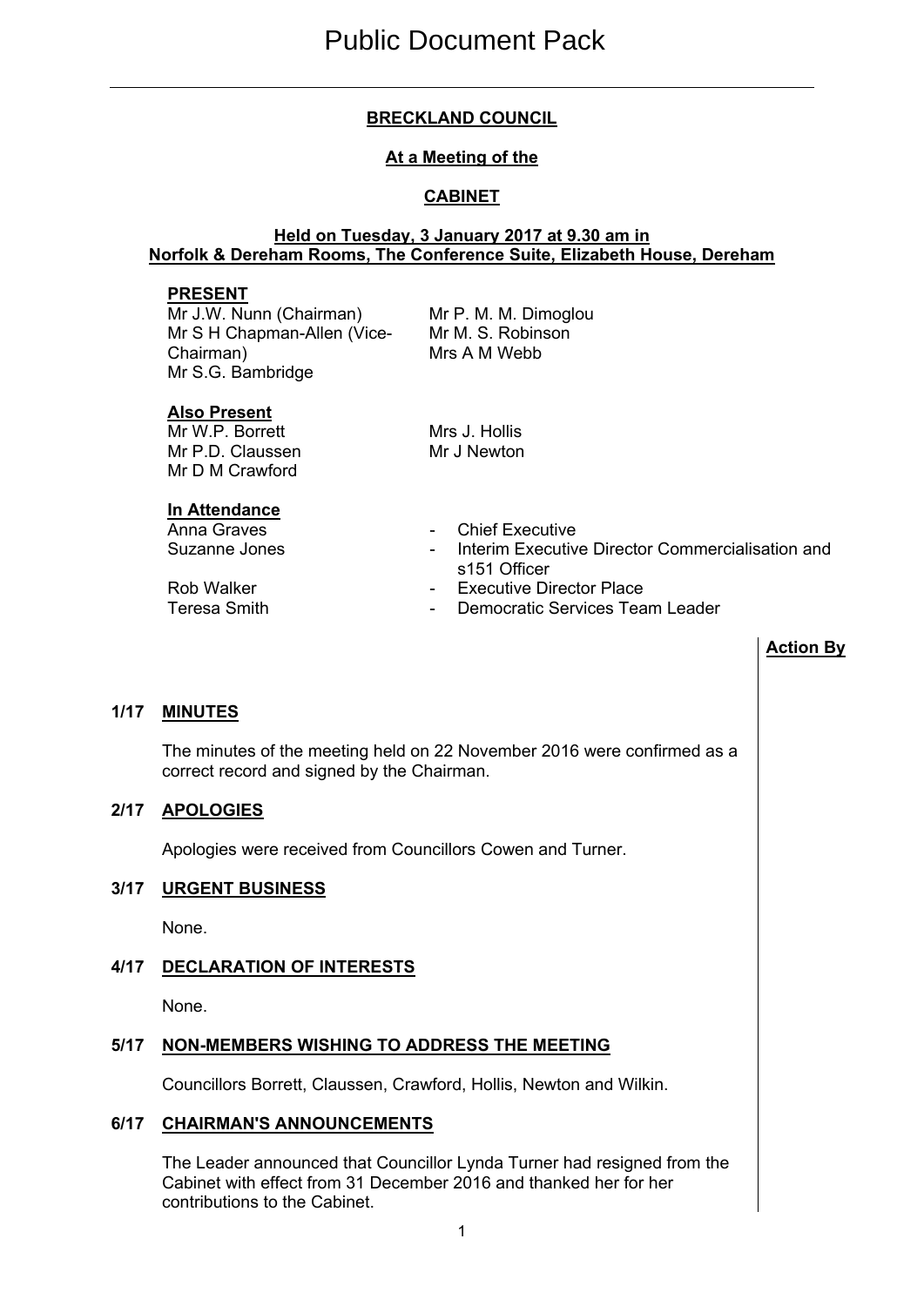# Public Document Pack

## BRECKLAND COUNCIL

### At a Meeting of the

### CABINET

#### Held on Tuesday, 3 January 2017 at 9.30 am in Norfolk & Dereham Rooms, The Conference Suite, Elizabeth House, Dereham

**PRESENT**

Mr J.W. Nunn (Chairman)
Mr S H Chapman-Allen (Vice-Chairman)
Mr S.G. Bambridge
Mr P. M. M. Dimoglou
Mr M. S. Robinson
Mrs A M Webb

**Also Present**

Mr W.P. Borrett
Mr P.D. Claussen
Mr D M Crawford
Mrs J. Hollis
Mr J Newton

**In Attendance**

| | | |
|---|---|---|
| Anna Graves | - | Chief Executive |
| Suzanne Jones | - | Interim Executive Director Commercialisation and s151 Officer |
| Rob Walker | - | Executive Director Place |
| Teresa Smith | - | Democratic Services Team Leader |

**Action By**

**1/17 MINUTES**

The minutes of the meeting held on 22 November 2016 were confirmed as a correct record and signed by the Chairman.

**2/17 APOLOGIES**

Apologies were received from Councillors Cowen and Turner.

**3/17 URGENT BUSINESS**

None.

**4/17 DECLARATION OF INTERESTS**

None.

**5/17 NON-MEMBERS WISHING TO ADDRESS THE MEETING**

Councillors Borrett, Claussen, Crawford, Hollis, Newton and Wilkin.

**6/17 CHAIRMAN'S ANNOUNCEMENTS**

The Leader announced that Councillor Lynda Turner had resigned from the Cabinet with effect from 31 December 2016 and thanked her for her contributions to the Cabinet.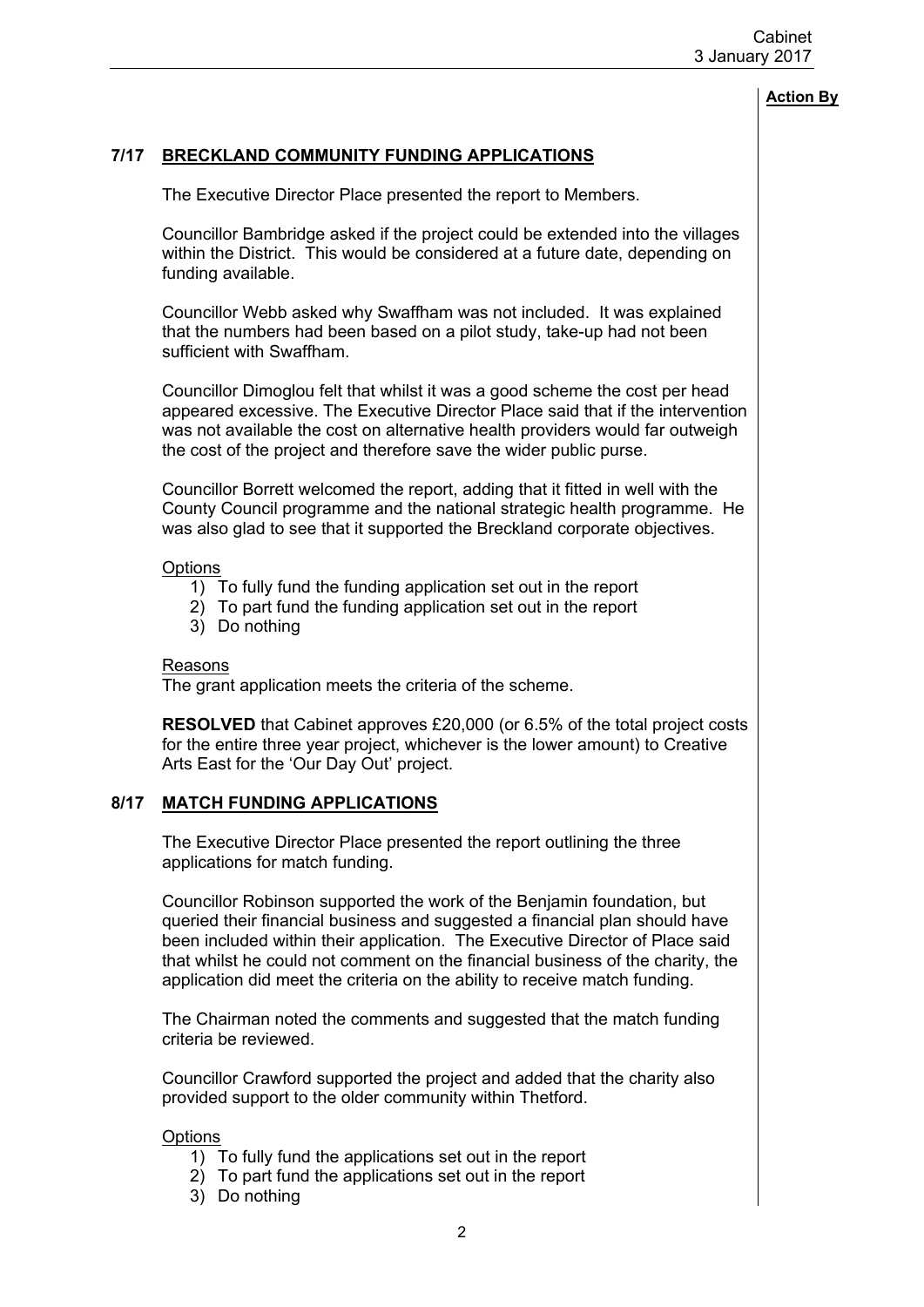**Action By**

## 7/17 BRECKLAND COMMUNITY FUNDING APPLICATIONS

The Executive Director Place presented the report to Members.

Councillor Bambridge asked if the project could be extended into the villages within the District. This would be considered at a future date, depending on funding available.

Councillor Webb asked why Swaffham was not included. It was explained that the numbers had been based on a pilot study, take-up had not been sufficient with Swaffham.

Councillor Dimoglou felt that whilst it was a good scheme the cost per head appeared excessive. The Executive Director Place said that if the intervention was not available the cost on alternative health providers would far outweigh the cost of the project and therefore save the wider public purse.

Councillor Borrett welcomed the report, adding that it fitted in well with the County Council programme and the national strategic health programme. He was also glad to see that it supported the Breckland corporate objectives.

Options

1) To fully fund the funding application set out in the report
2) To part fund the funding application set out in the report
3) Do nothing

Reasons

The grant application meets the criteria of the scheme.

**RESOLVED** that Cabinet approves £20,000 (or 6.5% of the total project costs for the entire three year project, whichever is the lower amount) to Creative Arts East for the 'Our Day Out' project.

## 8/17 MATCH FUNDING APPLICATIONS

The Executive Director Place presented the report outlining the three applications for match funding.

Councillor Robinson supported the work of the Benjamin foundation, but queried their financial business and suggested a financial plan should have been included within their application. The Executive Director of Place said that whilst he could not comment on the financial business of the charity, the application did meet the criteria on the ability to receive match funding.

The Chairman noted the comments and suggested that the match funding criteria be reviewed.

Councillor Crawford supported the project and added that the charity also provided support to the older community within Thetford.

Options

1) To fully fund the applications set out in the report
2) To part fund the applications set out in the report
3) Do nothing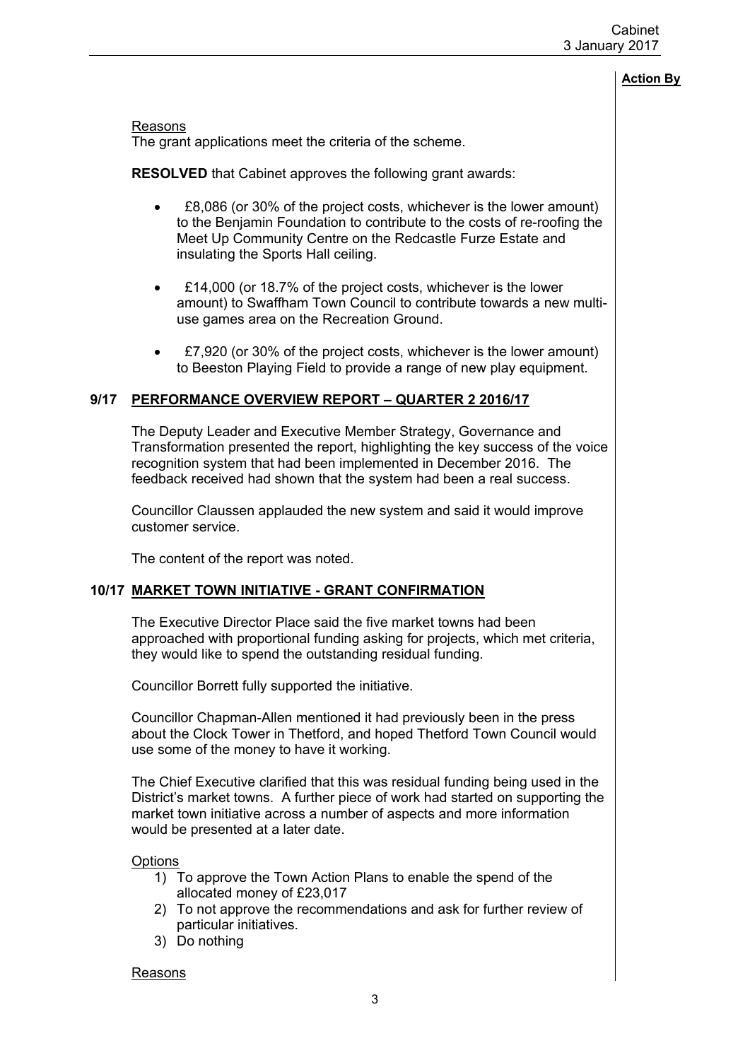**Action By**

Reasons
The grant applications meet the criteria of the scheme.

**RESOLVED** that Cabinet approves the following grant awards:

- £8,086 (or 30% of the project costs, whichever is the lower amount) to the Benjamin Foundation to contribute to the costs of re-roofing the Meet Up Community Centre on the Redcastle Furze Estate and insulating the Sports Hall ceiling.
- £14,000 (or 18.7% of the project costs, whichever is the lower amount) to Swaffham Town Council to contribute towards a new multi-use games area on the Recreation Ground.
- £7,920 (or 30% of the project costs, whichever is the lower amount) to Beeston Playing Field to provide a range of new play equipment.

## 9/17 PERFORMANCE OVERVIEW REPORT – QUARTER 2 2016/17

The Deputy Leader and Executive Member Strategy, Governance and Transformation presented the report, highlighting the key success of the voice recognition system that had been implemented in December 2016. The feedback received had shown that the system had been a real success.

Councillor Claussen applauded the new system and said it would improve customer service.

The content of the report was noted.

## 10/17 MARKET TOWN INITIATIVE - GRANT CONFIRMATION

The Executive Director Place said the five market towns had been approached with proportional funding asking for projects, which met criteria, they would like to spend the outstanding residual funding.

Councillor Borrett fully supported the initiative.

Councillor Chapman-Allen mentioned it had previously been in the press about the Clock Tower in Thetford, and hoped Thetford Town Council would use some of the money to have it working.

The Chief Executive clarified that this was residual funding being used in the District's market towns. A further piece of work had started on supporting the market town initiative across a number of aspects and more information would be presented at a later date.

Options

1) To approve the Town Action Plans to enable the spend of the allocated money of £23,017
2) To not approve the recommendations and ask for further review of particular initiatives.
3) Do nothing

Reasons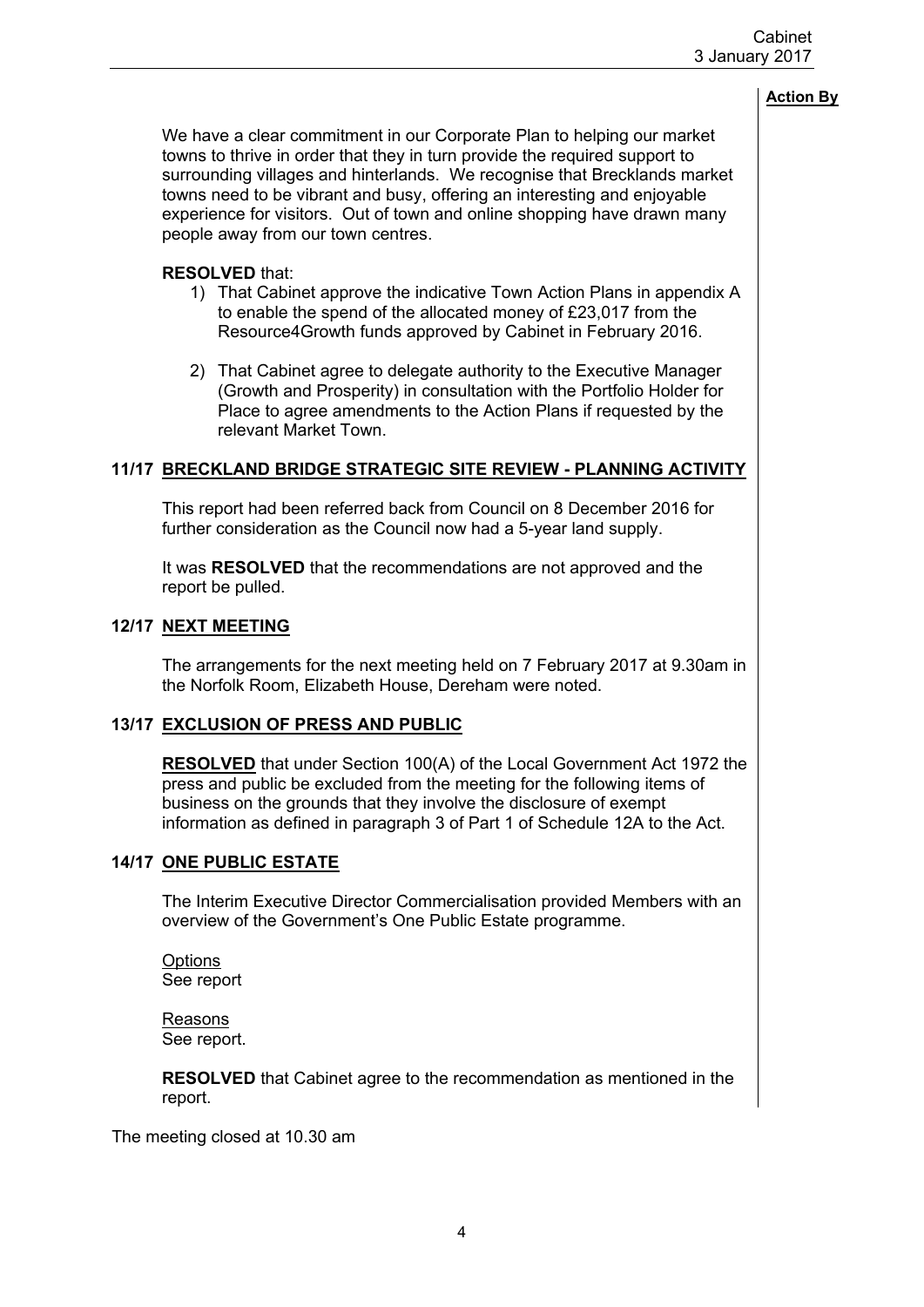**Action By**

We have a clear commitment in our Corporate Plan to helping our market towns to thrive in order that they in turn provide the required support to surrounding villages and hinterlands. We recognise that Brecklands market towns need to be vibrant and busy, offering an interesting and enjoyable experience for visitors. Out of town and online shopping have drawn many people away from our town centres.

**RESOLVED** that:

1) That Cabinet approve the indicative Town Action Plans in appendix A to enable the spend of the allocated money of £23,017 from the Resource4Growth funds approved by Cabinet in February 2016.

2) That Cabinet agree to delegate authority to the Executive Manager (Growth and Prosperity) in consultation with the Portfolio Holder for Place to agree amendments to the Action Plans if requested by the relevant Market Town.

## 11/17 BRECKLAND BRIDGE STRATEGIC SITE REVIEW - PLANNING ACTIVITY

This report had been referred back from Council on 8 December 2016 for further consideration as the Council now had a 5-year land supply.

It was **RESOLVED** that the recommendations are not approved and the report be pulled.

## 12/17 NEXT MEETING

The arrangements for the next meeting held on 7 February 2017 at 9.30am in the Norfolk Room, Elizabeth House, Dereham were noted.

## 13/17 EXCLUSION OF PRESS AND PUBLIC

**RESOLVED** that under Section 100(A) of the Local Government Act 1972 the press and public be excluded from the meeting for the following items of business on the grounds that they involve the disclosure of exempt information as defined in paragraph 3 of Part 1 of Schedule 12A to the Act.

## 14/17 ONE PUBLIC ESTATE

The Interim Executive Director Commercialisation provided Members with an overview of the Government's One Public Estate programme.

Options
See report

Reasons
See report.

**RESOLVED** that Cabinet agree to the recommendation as mentioned in the report.

The meeting closed at 10.30 am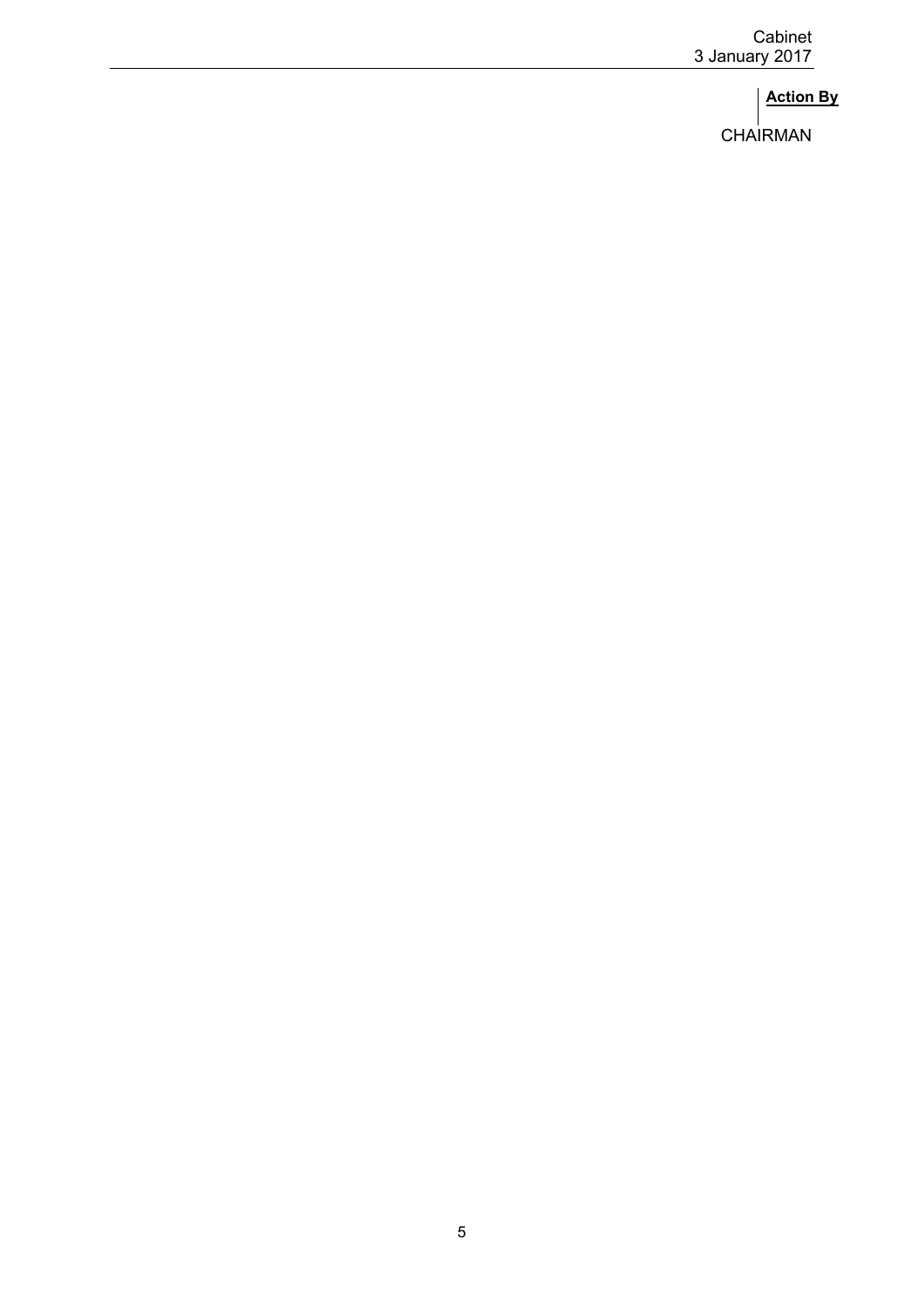**Action By**

CHAIRMAN